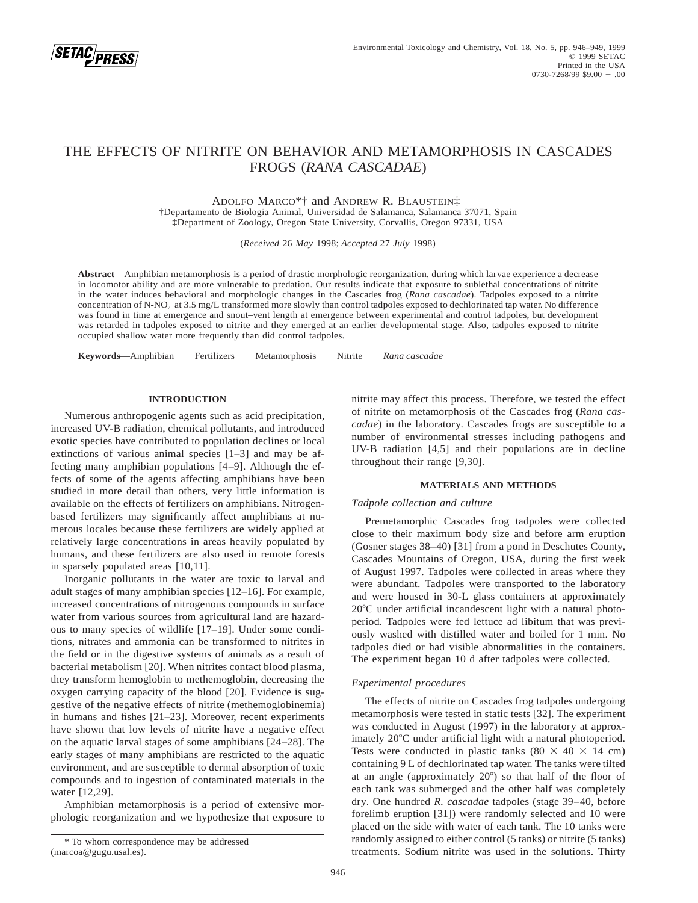# THE EFFECTS OF NITRITE ON BEHAVIOR AND METAMORPHOSIS IN CASCADES FROGS (*RANA CASCADAE*)

ADOLFO MARCO*† and ANDREW R. BLAUSTEIN‡

†Departamento de Biologia Animal, Universidad de Salamanca, Salamanca 37071, Spain
‡Department of Zoology, Oregon State University, Corvallis, Oregon 97331, USA

(*Received* 26 *May* 1998; *Accepted* 27 *July* 1998)

**Abstract**—Amphibian metamorphosis is a period of drastic morphologic reorganization, during which larvae experience a decrease in locomotor ability and are more vulnerable to predation. Our results indicate that exposure to sublethal concentrations of nitrite in the water induces behavioral and morphologic changes in the Cascades frog (*Rana cascadae*). Tadpoles exposed to a nitrite concentration of N-$NO_2^-$ at 3.5 mg/L transformed more slowly than control tadpoles exposed to dechlorinated tap water. No difference was found in time at emergence and snout–vent length at emergence between experimental and control tadpoles, but development was retarded in tadpoles exposed to nitrite and they emerged at an earlier developmental stage. Also, tadpoles exposed to nitrite occupied shallow water more frequently than did control tadpoles.

**Keywords**—Amphibian Fertilizers Metamorphosis Nitrite *Rana cascadae*

## INTRODUCTION

Numerous anthropogenic agents such as acid precipitation, increased UV-B radiation, chemical pollutants, and introduced exotic species have contributed to population declines or local extinctions of various animal species [1–3] and may be affecting many amphibian populations [4–9]. Although the effects of some of the agents affecting amphibians have been studied in more detail than others, very little information is available on the effects of fertilizers on amphibians. Nitrogen-based fertilizers may significantly affect amphibians at numerous locales because these fertilizers are widely applied at relatively large concentrations in areas heavily populated by humans, and these fertilizers are also used in remote forests in sparsely populated areas [10,11].

Inorganic pollutants in the water are toxic to larval and adult stages of many amphibian species [12–16]. For example, increased concentrations of nitrogenous compounds in surface water from various sources from agricultural land are hazardous to many species of wildlife [17–19]. Under some conditions, nitrates and ammonia can be transformed to nitrites in the field or in the digestive systems of animals as a result of bacterial metabolism [20]. When nitrites contact blood plasma, they transform hemoglobin to methemoglobin, decreasing the oxygen carrying capacity of the blood [20]. Evidence is suggestive of the negative effects of nitrite (methemoglobinemia) in humans and fishes [21–23]. Moreover, recent experiments have shown that low levels of nitrite have a negative effect on the aquatic larval stages of some amphibians [24–28]. The early stages of many amphibians are restricted to the aquatic environment, and are susceptible to dermal absorption of toxic compounds and to ingestion of contaminated materials in the water [12,29].

Amphibian metamorphosis is a period of extensive morphologic reorganization and we hypothesize that exposure to nitrite may affect this process. Therefore, we tested the effect of nitrite on metamorphosis of the Cascades frog (*Rana cascadae*) in the laboratory. Cascades frogs are susceptible to a number of environmental stresses including pathogens and UV-B radiation [4,5] and their populations are in decline throughout their range [9,30].

## MATERIALS AND METHODS

### *Tadpole collection and culture*

Premetamorphic Cascades frog tadpoles were collected close to their maximum body size and before arm eruption (Gosner stages 38–40) [31] from a pond in Deschutes County, Cascades Mountains of Oregon, USA, during the first week of August 1997. Tadpoles were collected in areas where they were abundant. Tadpoles were transported to the laboratory and were housed in 30-L glass containers at approximately 20°C under artificial incandescent light with a natural photoperiod. Tadpoles were fed lettuce ad libitum that was previously washed with distilled water and boiled for 1 min. No tadpoles died or had visible abnormalities in the containers. The experiment began 10 d after tadpoles were collected.

### *Experimental procedures*

The effects of nitrite on Cascades frog tadpoles undergoing metamorphosis were tested in static tests [32]. The experiment was conducted in August (1997) in the laboratory at approximately 20°C under artificial light with a natural photoperiod. Tests were conducted in plastic tanks (80 × 40 × 14 cm) containing 9 L of dechlorinated tap water. The tanks were tilted at an angle (approximately 20°) so that half of the floor of each tank was submerged and the other half was completely dry. One hundred *R. cascadae* tadpoles (stage 39–40, before forelimb eruption [31]) were randomly selected and 10 were placed on the side with water of each tank. The 10 tanks were randomly assigned to either control (5 tanks) or nitrite (5 tanks) treatments. Sodium nitrite was used in the solutions. Thirty

* To whom correspondence may be addressed (marcoa@gugu.usal.es).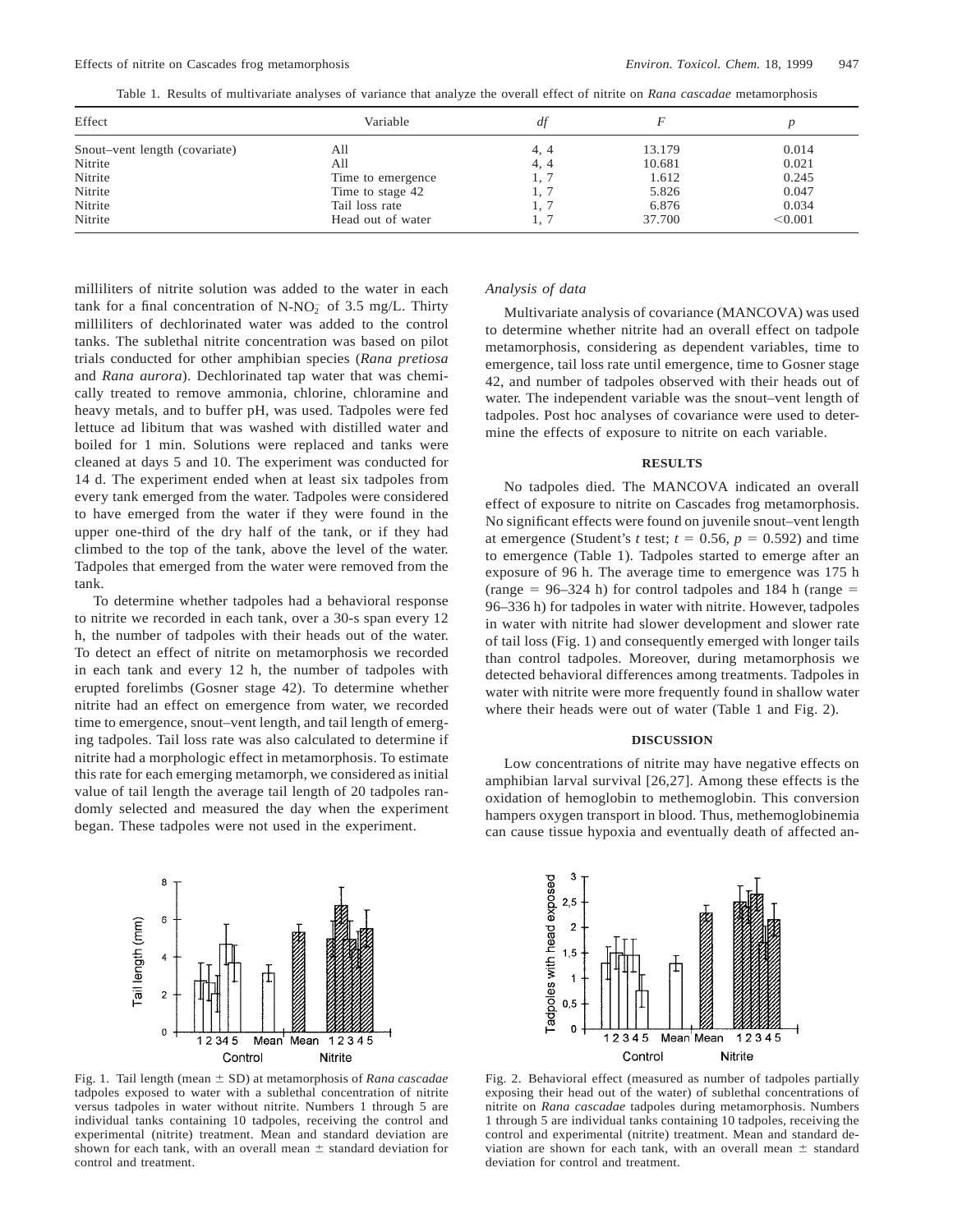Table 1. Results of multivariate analyses of variance that analyze the overall effect of nitrite on *Rana cascadae* metamorphosis

| Effect | Variable | *df* | *F* | *p* |
|---|---|---|---|---|
| Snout–vent length (covariate) | All | 4, 4 | 13.179 | 0.014 |
| Nitrite | All | 4, 4 | 10.681 | 0.021 |
| Nitrite | Time to emergence | 1, 7 | 1.612 | 0.245 |
| Nitrite | Time to stage 42 | 1, 7 | 5.826 | 0.047 |
| Nitrite | Tail loss rate | 1, 7 | 6.876 | 0.034 |
| Nitrite | Head out of water | 1, 7 | 37.700 | <0.001 |

milliliters of nitrite solution was added to the water in each tank for a final concentration of N-$NO_2^-$ of 3.5 mg/L. Thirty milliliters of dechlorinated water was added to the control tanks. The sublethal nitrite concentration was based on pilot trials conducted for other amphibian species (*Rana pretiosa* and *Rana aurora*). Dechlorinated tap water that was chemically treated to remove ammonia, chlorine, chloramine and heavy metals, and to buffer pH, was used. Tadpoles were fed lettuce ad libitum that was washed with distilled water and boiled for 1 min. Solutions were replaced and tanks were cleaned at days 5 and 10. The experiment was conducted for 14 d. The experiment ended when at least six tadpoles from every tank emerged from the water. Tadpoles were considered to have emerged from the water if they were found in the upper one-third of the dry half of the tank, or if they had climbed to the top of the tank, above the level of the water. Tadpoles that emerged from the water were removed from the tank.

To determine whether tadpoles had a behavioral response to nitrite we recorded in each tank, over a 30-s span every 12 h, the number of tadpoles with their heads out of the water. To detect an effect of nitrite on metamorphosis we recorded in each tank and every 12 h, the number of tadpoles with erupted forelimbs (Gosner stage 42). To determine whether nitrite had an effect on emergence from water, we recorded time to emergence, snout–vent length, and tail length of emerging tadpoles. Tail loss rate was also calculated to determine if nitrite had a morphologic effect in metamorphosis. To estimate this rate for each emerging metamorph, we considered as initial value of tail length the average tail length of 20 tadpoles randomly selected and measured the day when the experiment began. These tadpoles were not used in the experiment.

### *Analysis of data*

Multivariate analysis of covariance (MANCOVA) was used to determine whether nitrite had an overall effect on tadpole metamorphosis, considering as dependent variables, time to emergence, tail loss rate until emergence, time to Gosner stage 42, and number of tadpoles observed with their heads out of water. The independent variable was the snout–vent length of tadpoles. Post hoc analyses of covariance were used to determine the effects of exposure to nitrite on each variable.

## RESULTS

No tadpoles died. The MANCOVA indicated an overall effect of exposure to nitrite on Cascades frog metamorphosis. No significant effects were found on juvenile snout–vent length at emergence (Student's *t* test; $t = 0.56$, $p = 0.592$) and time to emergence (Table 1). Tadpoles started to emerge after an exposure of 96 h. The average time to emergence was 175 h (range = 96–324 h) for control tadpoles and 184 h (range = 96–336 h) for tadpoles in water with nitrite. However, tadpoles in water with nitrite had slower development and slower rate of tail loss (Fig. 1) and consequently emerged with longer tails than control tadpoles. Moreover, during metamorphosis we detected behavioral differences among treatments. Tadpoles in water with nitrite were more frequently found in shallow water where their heads were out of water (Table 1 and Fig. 2).

## DISCUSSION

Low concentrations of nitrite may have negative effects on amphibian larval survival [26,27]. Among these effects is the oxidation of hemoglobin to methemoglobin. This conversion hampers oxygen transport in blood. Thus, methemoglobinemia can cause tissue hypoxia and eventually death of affected an-

Fig. 1. Tail length (mean ± SD) at metamorphosis of *Rana cascadae* tadpoles exposed to water with a sublethal concentration of nitrite versus tadpoles in water without nitrite. Numbers 1 through 5 are individual tanks containing 10 tadpoles, receiving the control and experimental (nitrite) treatment. Mean and standard deviation are shown for each tank, with an overall mean ± standard deviation for control and treatment.

Fig. 2. Behavioral effect (measured as number of tadpoles partially exposing their head out of the water) of sublethal concentrations of nitrite on *Rana cascadae* tadpoles during metamorphosis. Numbers 1 through 5 are individual tanks containing 10 tadpoles, receiving the control and experimental (nitrite) treatment. Mean and standard deviation are shown for each tank, with an overall mean ± standard deviation for control and treatment.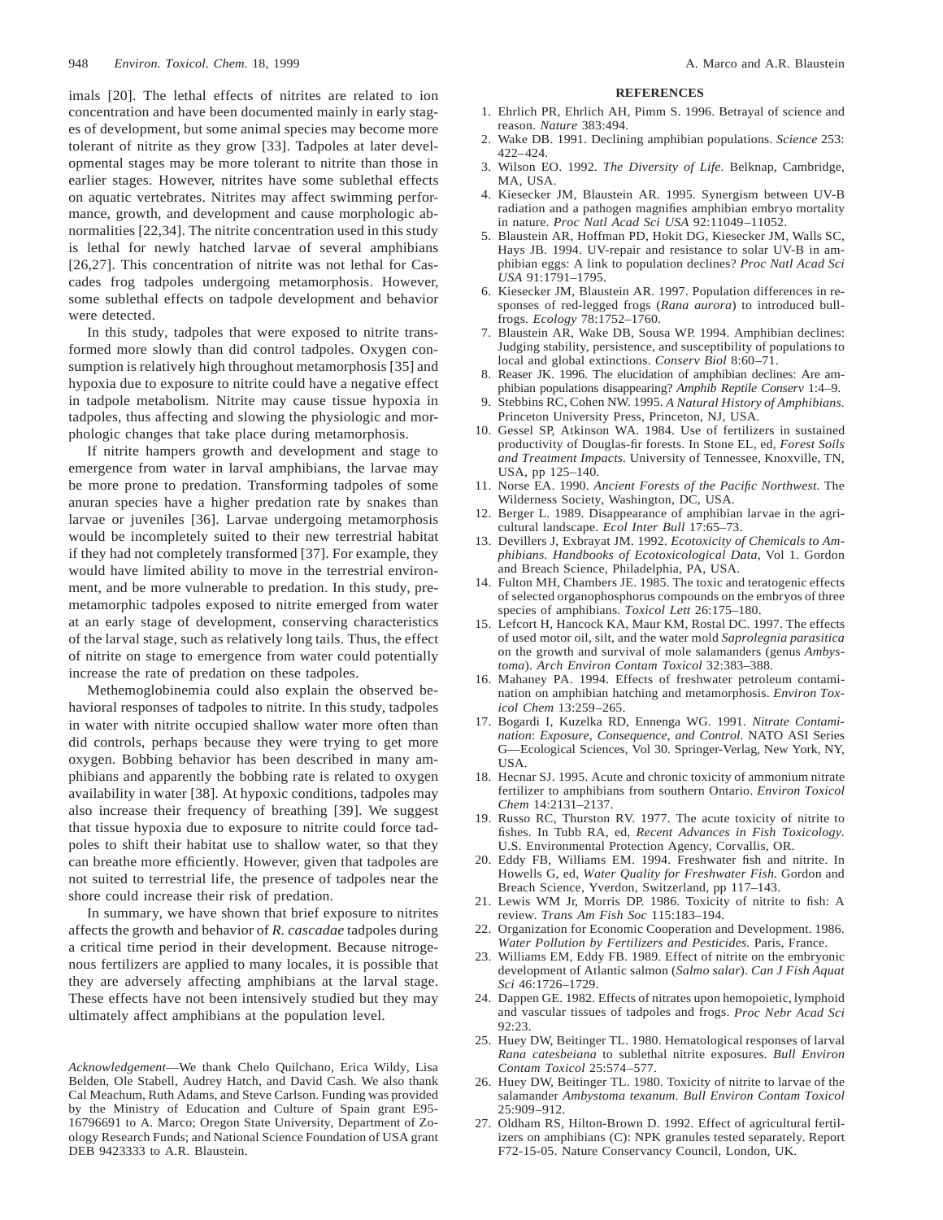imals [20]. The lethal effects of nitrites are related to ion concentration and have been documented mainly in early stages of development, but some animal species may become more tolerant of nitrite as they grow [33]. Tadpoles at later developmental stages may be more tolerant to nitrite than those in earlier stages. However, nitrites have some sublethal effects on aquatic vertebrates. Nitrites may affect swimming performance, growth, and development and cause morphologic abnormalities [22,34]. The nitrite concentration used in this study is lethal for newly hatched larvae of several amphibians [26,27]. This concentration of nitrite was not lethal for Cascades frog tadpoles undergoing metamorphosis. However, some sublethal effects on tadpole development and behavior were detected.

In this study, tadpoles that were exposed to nitrite transformed more slowly than did control tadpoles. Oxygen consumption is relatively high throughout metamorphosis [35] and hypoxia due to exposure to nitrite could have a negative effect in tadpole metabolism. Nitrite may cause tissue hypoxia in tadpoles, thus affecting and slowing the physiologic and morphologic changes that take place during metamorphosis.

If nitrite hampers growth and development and stage to emergence from water in larval amphibians, the larvae may be more prone to predation. Transforming tadpoles of some anuran species have a higher predation rate by snakes than larvae or juveniles [36]. Larvae undergoing metamorphosis would be incompletely suited to their new terrestrial habitat if they had not completely transformed [37]. For example, they would have limited ability to move in the terrestrial environment, and be more vulnerable to predation. In this study, premetamorphic tadpoles exposed to nitrite emerged from water at an early stage of development, conserving characteristics of the larval stage, such as relatively long tails. Thus, the effect of nitrite on stage to emergence from water could potentially increase the rate of predation on these tadpoles.

Methemoglobinemia could also explain the observed behavioral responses of tadpoles to nitrite. In this study, tadpoles in water with nitrite occupied shallow water more often than did controls, perhaps because they were trying to get more oxygen. Bobbing behavior has been described in many amphibians and apparently the bobbing rate is related to oxygen availability in water [38]. At hypoxic conditions, tadpoles may also increase their frequency of breathing [39]. We suggest that tissue hypoxia due to exposure to nitrite could force tadpoles to shift their habitat use to shallow water, so that they can breathe more efficiently. However, given that tadpoles are not suited to terrestrial life, the presence of tadpoles near the shore could increase their risk of predation.

In summary, we have shown that brief exposure to nitrites affects the growth and behavior of *R. cascadae* tadpoles during a critical time period in their development. Because nitrogenous fertilizers are applied to many locales, it is possible that they are adversely affecting amphibians at the larval stage. These effects have not been intensively studied but they may ultimately affect amphibians at the population level.

*Acknowledgement*—We thank Chelo Quilchano, Erica Wildy, Lisa Belden, Ole Stabell, Audrey Hatch, and David Cash. We also thank Cal Meachum, Ruth Adams, and Steve Carlson. Funding was provided by the Ministry of Education and Culture of Spain grant E95-16796691 to A. Marco; Oregon State University, Department of Zoology Research Funds; and National Science Foundation of USA grant DEB 9423333 to A.R. Blaustein.

## REFERENCES

1. Ehrlich PR, Ehrlich AH, Pimm S. 1996. Betrayal of science and reason. *Nature* 383:494.
2. Wake DB. 1991. Declining amphibian populations. *Science* 253: 422–424.
3. Wilson EO. 1992. *The Diversity of Life.* Belknap, Cambridge, MA, USA.
4. Kiesecker JM, Blaustein AR. 1995. Synergism between UV-B radiation and a pathogen magnifies amphibian embryo mortality in nature. *Proc Natl Acad Sci USA* 92:11049–11052.
5. Blaustein AR, Hoffman PD, Hokit DG, Kiesecker JM, Walls SC, Hays JB. 1994. UV-repair and resistance to solar UV-B in amphibian eggs: A link to population declines? *Proc Natl Acad Sci USA* 91:1791–1795.
6. Kiesecker JM, Blaustein AR. 1997. Population differences in responses of red-legged frogs (*Rana aurora*) to introduced bullfrogs. *Ecology* 78:1752–1760.
7. Blaustein AR, Wake DB, Sousa WP. 1994. Amphibian declines: Judging stability, persistence, and susceptibility of populations to local and global extinctions. *Conserv Biol* 8:60–71.
8. Reaser JK. 1996. The elucidation of amphibian declines: Are amphibian populations disappearing? *Amphib Reptile Conserv* 1:4–9.
9. Stebbins RC, Cohen NW. 1995. *A Natural History of Amphibians.* Princeton University Press, Princeton, NJ, USA.
10. Gessel SP, Atkinson WA. 1984. Use of fertilizers in sustained productivity of Douglas-fir forests. In Stone EL, ed, *Forest Soils and Treatment Impacts.* University of Tennessee, Knoxville, TN, USA, pp 125–140.
11. Norse EA. 1990. *Ancient Forests of the Pacific Northwest.* The Wilderness Society, Washington, DC, USA.
12. Berger L. 1989. Disappearance of amphibian larvae in the agricultural landscape. *Ecol Inter Bull* 17:65–73.
13. Devillers J, Exbrayat JM. 1992. *Ecotoxicity of Chemicals to Amphibians. Handbooks of Ecotoxicological Data,* Vol 1. Gordon and Breach Science, Philadelphia, PA, USA.
14. Fulton MH, Chambers JE. 1985. The toxic and teratogenic effects of selected organophosphorus compounds on the embryos of three species of amphibians. *Toxicol Lett* 26:175–180.
15. Lefcort H, Hancock KA, Maur KM, Rostal DC. 1997. The effects of used motor oil, silt, and the water mold *Saprolegnia parasitica* on the growth and survival of mole salamanders (genus *Ambystoma*). *Arch Environ Contam Toxicol* 32:383–388.
16. Mahaney PA. 1994. Effects of freshwater petroleum contamination on amphibian hatching and metamorphosis. *Environ Toxicol Chem* 13:259–265.
17. Bogardi I, Kuzelka RD, Ennenga WG. 1991. *Nitrate Contamination: Exposure, Consequence, and Control.* NATO ASI Series G—Ecological Sciences, Vol 30. Springer-Verlag, New York, NY, USA.
18. Hecnar SJ. 1995. Acute and chronic toxicity of ammonium nitrate fertilizer to amphibians from southern Ontario. *Environ Toxicol Chem* 14:2131–2137.
19. Russo RC, Thurston RV. 1977. The acute toxicity of nitrite to fishes. In Tubb RA, ed, *Recent Advances in Fish Toxicology.* U.S. Environmental Protection Agency, Corvallis, OR.
20. Eddy FB, Williams EM. 1994. Freshwater fish and nitrite. In Howells G, ed, *Water Quality for Freshwater Fish.* Gordon and Breach Science, Yverdon, Switzerland, pp 117–143.
21. Lewis WM Jr, Morris DP. 1986. Toxicity of nitrite to fish: A review. *Trans Am Fish Soc* 115:183–194.
22. Organization for Economic Cooperation and Development. 1986. *Water Pollution by Fertilizers and Pesticides.* Paris, France.
23. Williams EM, Eddy FB. 1989. Effect of nitrite on the embryonic development of Atlantic salmon (*Salmo salar*). *Can J Fish Aquat Sci* 46:1726–1729.
24. Dappen GE. 1982. Effects of nitrates upon hemopoietic, lymphoid and vascular tissues of tadpoles and frogs. *Proc Nebr Acad Sci* 92:23.
25. Huey DW, Beitinger TL. 1980. Hematological responses of larval *Rana catesbeiana* to sublethal nitrite exposures. *Bull Environ Contam Toxicol* 25:574–577.
26. Huey DW, Beitinger TL. 1980. Toxicity of nitrite to larvae of the salamander *Ambystoma texanum. Bull Environ Contam Toxicol* 25:909–912.
27. Oldham RS, Hilton-Brown D. 1992. Effect of agricultural fertilizers on amphibians (C): NPK granules tested separately. Report F72-15-05. Nature Conservancy Council, London, UK.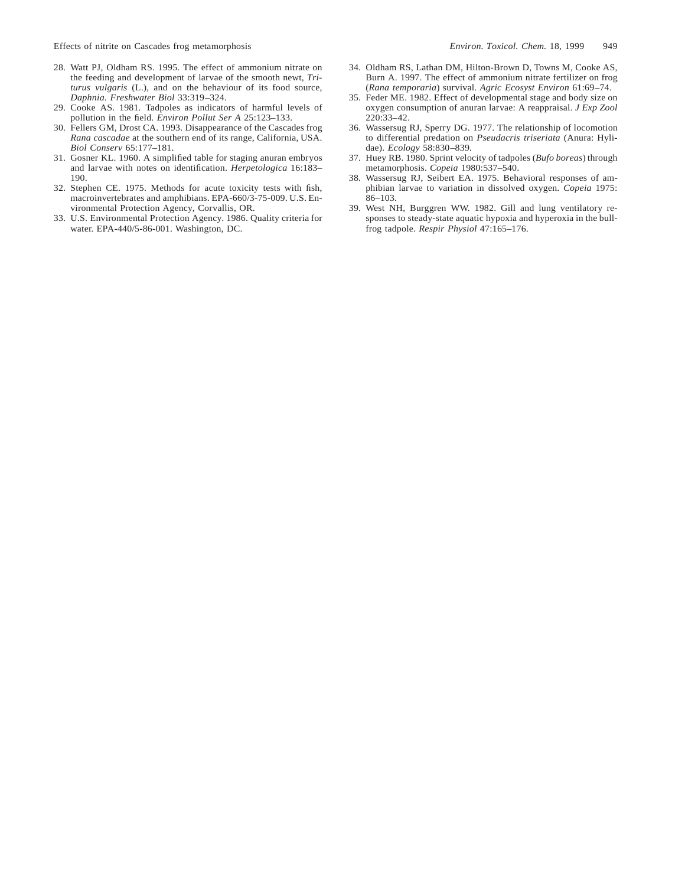28. Watt PJ, Oldham RS. 1995. The effect of ammonium nitrate on the feeding and development of larvae of the smooth newt, *Triturus vulgaris* (L.), and on the behaviour of its food source, *Daphnia*. *Freshwater Biol* 33:319–324.
29. Cooke AS. 1981. Tadpoles as indicators of harmful levels of pollution in the field. *Environ Pollut Ser A* 25:123–133.
30. Fellers GM, Drost CA. 1993. Disappearance of the Cascades frog *Rana cascadae* at the southern end of its range, California, USA. *Biol Conserv* 65:177–181.
31. Gosner KL. 1960. A simplified table for staging anuran embryos and larvae with notes on identification. *Herpetologica* 16:183–190.
32. Stephen CE. 1975. Methods for acute toxicity tests with fish, macroinvertebrates and amphibians. EPA-660/3-75-009. U.S. Environmental Protection Agency, Corvallis, OR.
33. U.S. Environmental Protection Agency. 1986. Quality criteria for water. EPA-440/5-86-001. Washington, DC.
34. Oldham RS, Lathan DM, Hilton-Brown D, Towns M, Cooke AS, Burn A. 1997. The effect of ammonium nitrate fertilizer on frog (*Rana temporaria*) survival. *Agric Ecosyst Environ* 61:69–74.
35. Feder ME. 1982. Effect of developmental stage and body size on oxygen consumption of anuran larvae: A reappraisal. *J Exp Zool* 220:33–42.
36. Wassersug RJ, Sperry DG. 1977. The relationship of locomotion to differential predation on *Pseudacris triseriata* (Anura: Hylidae). *Ecology* 58:830–839.
37. Huey RB. 1980. Sprint velocity of tadpoles (*Bufo boreas*) through metamorphosis. *Copeia* 1980:537–540.
38. Wassersug RJ, Seibert EA. 1975. Behavioral responses of amphibian larvae to variation in dissolved oxygen. *Copeia* 1975: 86–103.
39. West NH, Burggren WW. 1982. Gill and lung ventilatory responses to steady-state aquatic hypoxia and hyperoxia in the bullfrog tadpole. *Respir Physiol* 47:165–176.